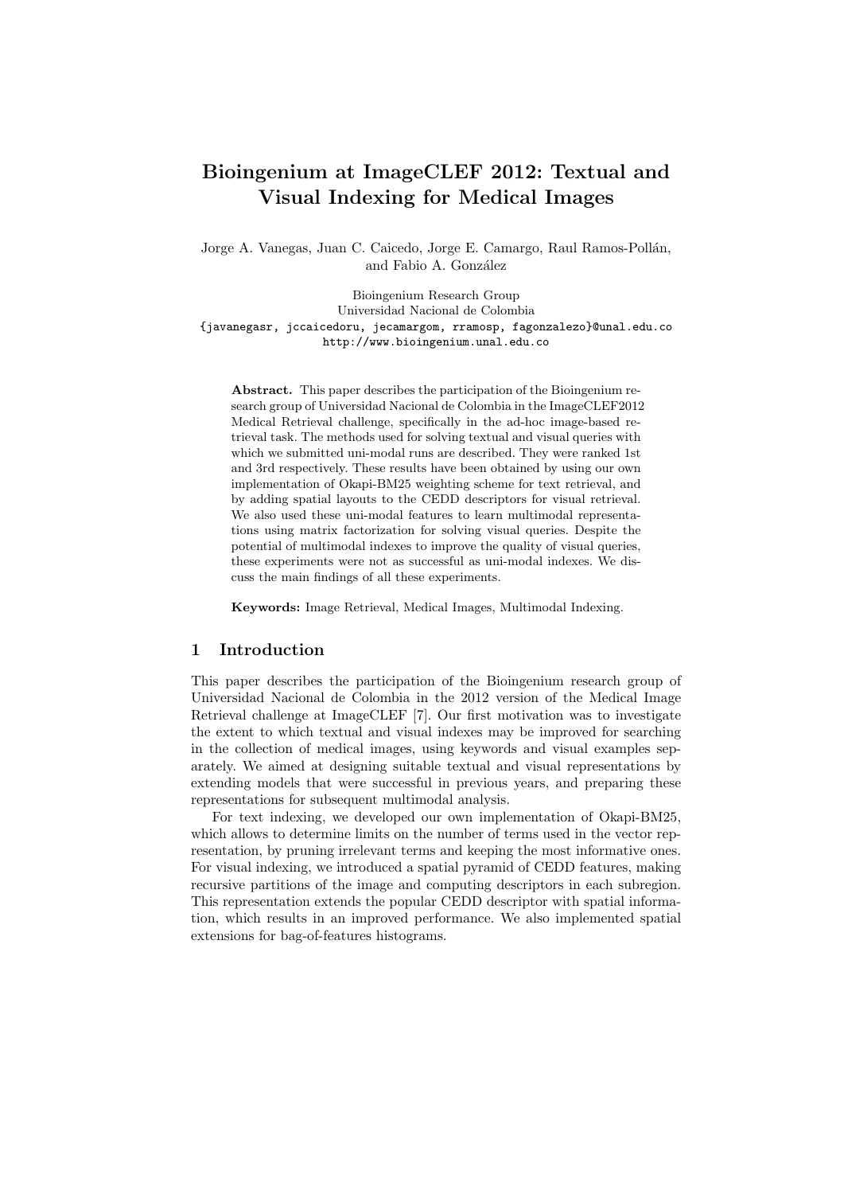# Bioingenium at ImageCLEF 2012: Textual and Visual Indexing for Medical Images

Jorge A. Vanegas, Juan C. Caicedo, Jorge E. Camargo, Raul Ramos-Pollán, and Fabio A. González

Bioingenium Research Group
Universidad Nacional de Colombia
{javanegasr, jccaicedoru, jecamargom, rramosp, fagonzalezo}@unal.edu.co
http://www.bioingenium.unal.edu.co

**Abstract.** This paper describes the participation of the Bioingenium research group of Universidad Nacional de Colombia in the ImageCLEF2012 Medical Retrieval challenge, specifically in the ad-hoc image-based retrieval task. The methods used for solving textual and visual queries with which we submitted uni-modal runs are described. They were ranked 1st and 3rd respectively. These results have been obtained by using our own implementation of Okapi-BM25 weighting scheme for text retrieval, and by adding spatial layouts to the CEDD descriptors for visual retrieval. We also used these uni-modal features to learn multimodal representations using matrix factorization for solving visual queries. Despite the potential of multimodal indexes to improve the quality of visual queries, these experiments were not as successful as uni-modal indexes. We discuss the main findings of all these experiments.

**Keywords:** Image Retrieval, Medical Images, Multimodal Indexing.

## 1 Introduction

This paper describes the participation of the Bioingenium research group of Universidad Nacional de Colombia in the 2012 version of the Medical Image Retrieval challenge at ImageCLEF [7]. Our first motivation was to investigate the extent to which textual and visual indexes may be improved for searching in the collection of medical images, using keywords and visual examples separately. We aimed at designing suitable textual and visual representations by extending models that were successful in previous years, and preparing these representations for subsequent multimodal analysis.

For text indexing, we developed our own implementation of Okapi-BM25, which allows to determine limits on the number of terms used in the vector representation, by pruning irrelevant terms and keeping the most informative ones. For visual indexing, we introduced a spatial pyramid of CEDD features, making recursive partitions of the image and computing descriptors in each subregion. This representation extends the popular CEDD descriptor with spatial information, which results in an improved performance. We also implemented spatial extensions for bag-of-features histograms.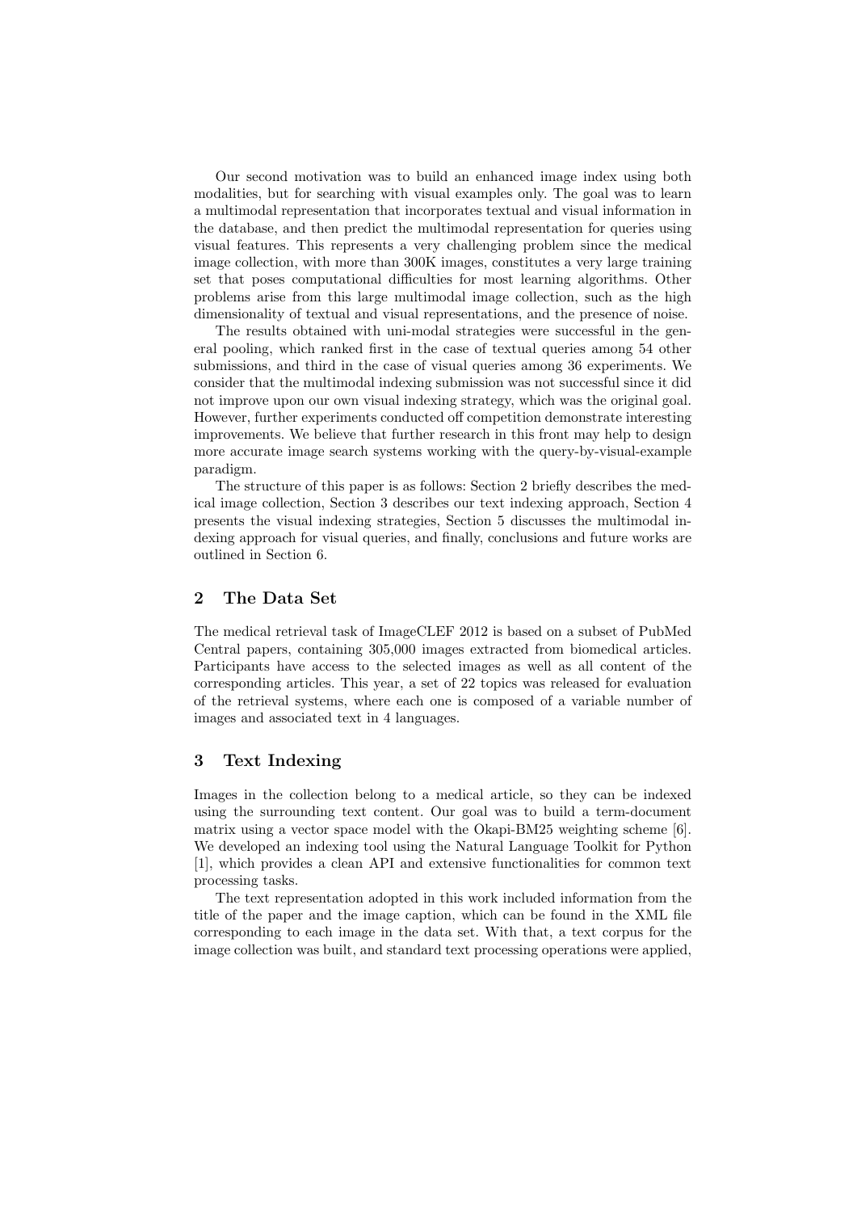Our second motivation was to build an enhanced image index using both modalities, but for searching with visual examples only. The goal was to learn a multimodal representation that incorporates textual and visual information in the database, and then predict the multimodal representation for queries using visual features. This represents a very challenging problem since the medical image collection, with more than 300K images, constitutes a very large training set that poses computational difficulties for most learning algorithms. Other problems arise from this large multimodal image collection, such as the high dimensionality of textual and visual representations, and the presence of noise.

The results obtained with uni-modal strategies were successful in the general pooling, which ranked first in the case of textual queries among 54 other submissions, and third in the case of visual queries among 36 experiments. We consider that the multimodal indexing submission was not successful since it did not improve upon our own visual indexing strategy, which was the original goal. However, further experiments conducted off competition demonstrate interesting improvements. We believe that further research in this front may help to design more accurate image search systems working with the query-by-visual-example paradigm.

The structure of this paper is as follows: Section 2 briefly describes the medical image collection, Section 3 describes our text indexing approach, Section 4 presents the visual indexing strategies, Section 5 discusses the multimodal indexing approach for visual queries, and finally, conclusions and future works are outlined in Section 6.

## 2 The Data Set

The medical retrieval task of ImageCLEF 2012 is based on a subset of PubMed Central papers, containing 305,000 images extracted from biomedical articles. Participants have access to the selected images as well as all content of the corresponding articles. This year, a set of 22 topics was released for evaluation of the retrieval systems, where each one is composed of a variable number of images and associated text in 4 languages.

## 3 Text Indexing

Images in the collection belong to a medical article, so they can be indexed using the surrounding text content. Our goal was to build a term-document matrix using a vector space model with the Okapi-BM25 weighting scheme [6]. We developed an indexing tool using the Natural Language Toolkit for Python [1], which provides a clean API and extensive functionalities for common text processing tasks.

The text representation adopted in this work included information from the title of the paper and the image caption, which can be found in the XML file corresponding to each image in the data set. With that, a text corpus for the image collection was built, and standard text processing operations were applied,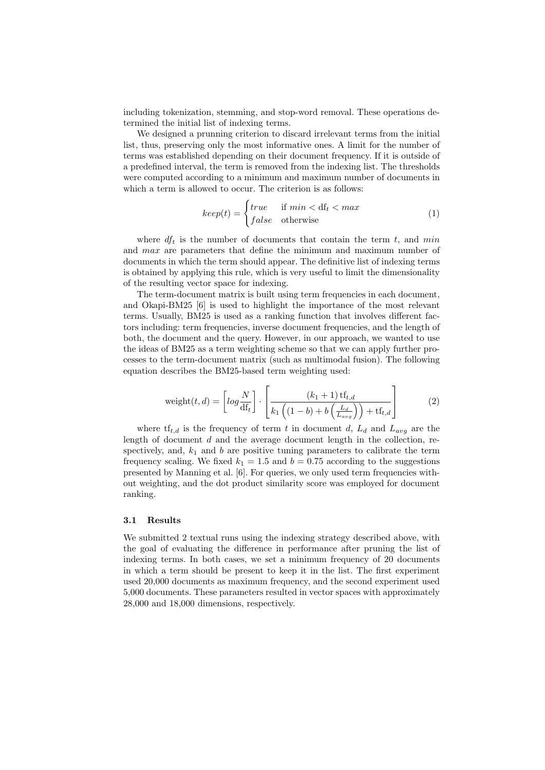including tokenization, stemming, and stop-word removal. These operations determined the initial list of indexing terms.

We designed a prunning criterion to discard irrelevant terms from the initial list, thus, preserving only the most informative ones. A limit for the number of terms was established depending on their document frequency. If it is outside of a predefined interval, the term is removed from the indexing list. The thresholds were computed according to a minimum and maximum number of documents in which a term is allowed to occur. The criterion is as follows:

$$keep(t) = \begin{cases} true & \text{if } min < \mathrm{df}_t < max \\ false & \text{otherwise} \end{cases} \tag{1}$$

where $df_t$ is the number of documents that contain the term $t$, and $min$ and $max$ are parameters that define the minimum and maximum number of documents in which the term should appear. The definitive list of indexing terms is obtained by applying this rule, which is very useful to limit the dimensionality of the resulting vector space for indexing.

The term-document matrix is built using term frequencies in each document, and Okapi-BM25 [6] is used to highlight the importance of the most relevant terms. Usually, BM25 is used as a ranking function that involves different factors including: term frequencies, inverse document frequencies, and the length of both, the document and the query. However, in our approach, we wanted to use the ideas of BM25 as a term weighting scheme so that we can apply further processes to the term-document matrix (such as multimodal fusion). The following equation describes the BM25-based term weighting used:

$$\mathrm{weight}(t,d) = \left[ log \frac{N}{\mathrm{df}_t} \right] \cdot \left[ \frac{(k_1 + 1)\,\mathrm{tf}_{t,d}}{k_1 \left( (1-b) + b \left( \frac{L_d}{L_{avg}} \right) \right) + \mathrm{tf}_{t,d}} \right] \tag{2}$$

where $\mathrm{tf}_{t,d}$ is the frequency of term $t$ in document $d$, $L_d$ and $L_{avg}$ are the length of document $d$ and the average document length in the collection, respectively, and, $k_1$ and $b$ are positive tuning parameters to calibrate the term frequency scaling. We fixed $k_1 = 1.5$ and $b = 0.75$ according to the suggestions presented by Manning et al. [6]. For queries, we only used term frequencies without weighting, and the dot product similarity score was employed for document ranking.

### 3.1 Results

We submitted 2 textual runs using the indexing strategy described above, with the goal of evaluating the difference in performance after pruning the list of indexing terms. In both cases, we set a minimum frequency of 20 documents in which a term should be present to keep it in the list. The first experiment used 20,000 documents as maximum frequency, and the second experiment used 5,000 documents. These parameters resulted in vector spaces with approximately 28,000 and 18,000 dimensions, respectively.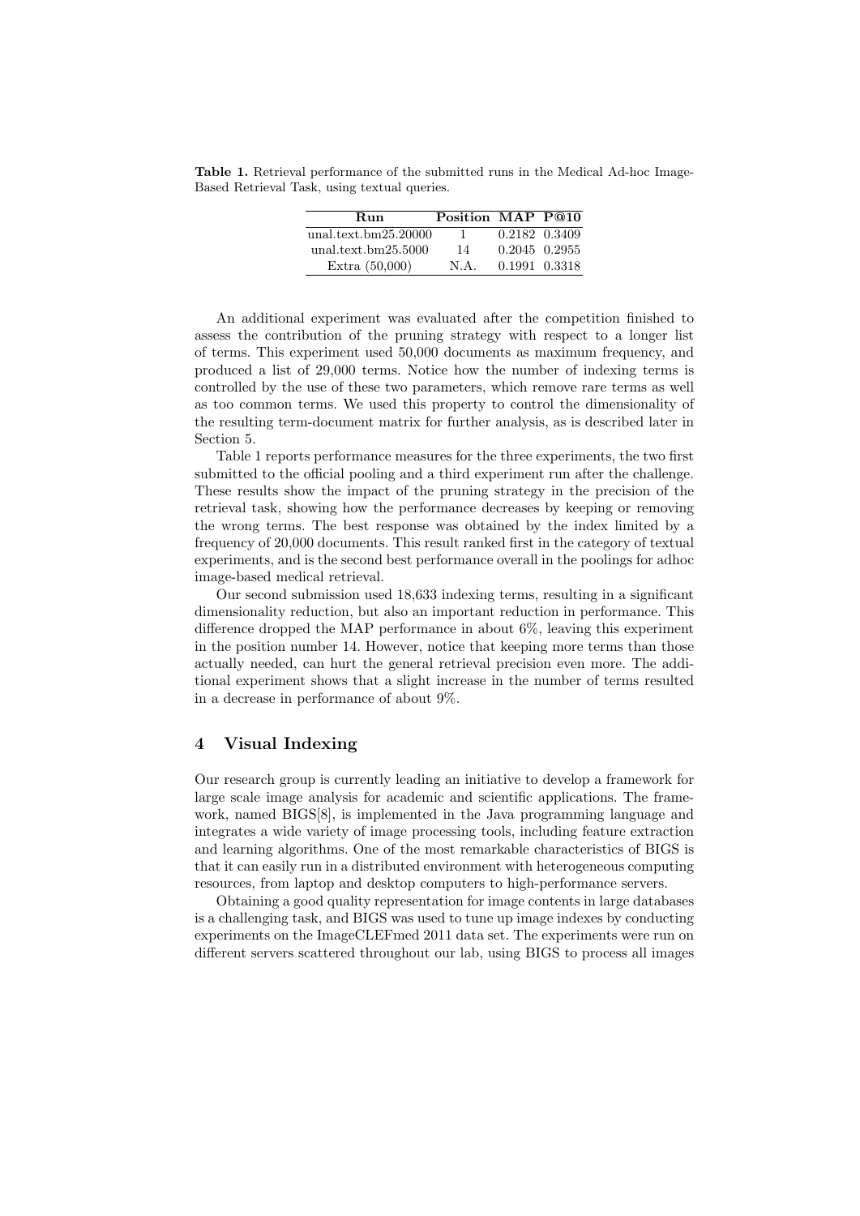**Table 1.** Retrieval performance of the submitted runs in the Medical Ad-hoc Image-Based Retrieval Task, using textual queries.

| Run | Position | MAP | P@10 |
|---|---|---|---|
| unal.text.bm25.20000 | 1 | 0.2182 | 0.3409 |
| unal.text.bm25.5000 | 14 | 0.2045 | 0.2955 |
| Extra (50,000) | N.A. | 0.1991 | 0.3318 |

An additional experiment was evaluated after the competition finished to assess the contribution of the pruning strategy with respect to a longer list of terms. This experiment used 50,000 documents as maximum frequency, and produced a list of 29,000 terms. Notice how the number of indexing terms is controlled by the use of these two parameters, which remove rare terms as well as too common terms. We used this property to control the dimensionality of the resulting term-document matrix for further analysis, as is described later in Section 5.

Table 1 reports performance measures for the three experiments, the two first submitted to the official pooling and a third experiment run after the challenge. These results show the impact of the pruning strategy in the precision of the retrieval task, showing how the performance decreases by keeping or removing the wrong terms. The best response was obtained by the index limited by a frequency of 20,000 documents. This result ranked first in the category of textual experiments, and is the second best performance overall in the poolings for adhoc image-based medical retrieval.

Our second submission used 18,633 indexing terms, resulting in a significant dimensionality reduction, but also an important reduction in performance. This difference dropped the MAP performance in about 6%, leaving this experiment in the position number 14. However, notice that keeping more terms than those actually needed, can hurt the general retrieval precision even more. The additional experiment shows that a slight increase in the number of terms resulted in a decrease in performance of about 9%.

## 4 Visual Indexing

Our research group is currently leading an initiative to develop a framework for large scale image analysis for academic and scientific applications. The framework, named BIGS[8], is implemented in the Java programming language and integrates a wide variety of image processing tools, including feature extraction and learning algorithms. One of the most remarkable characteristics of BIGS is that it can easily run in a distributed environment with heterogeneous computing resources, from laptop and desktop computers to high-performance servers.

Obtaining a good quality representation for image contents in large databases is a challenging task, and BIGS was used to tune up image indexes by conducting experiments on the ImageCLEFmed 2011 data set. The experiments were run on different servers scattered throughout our lab, using BIGS to process all images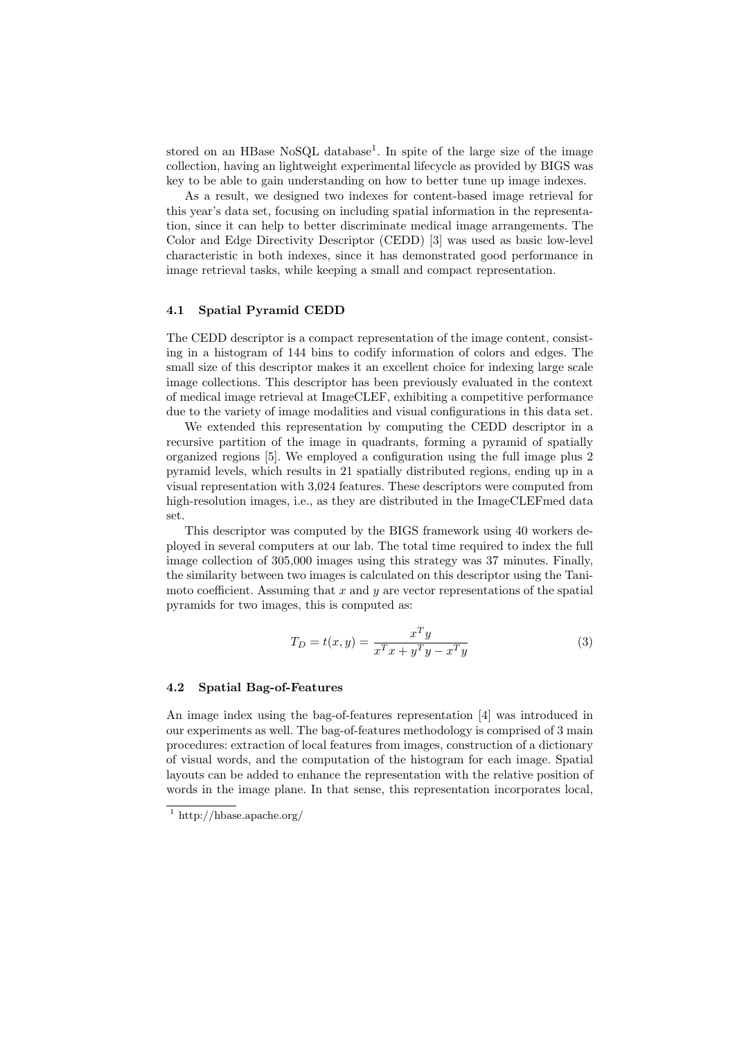stored on an HBase NoSQL database[1]. In spite of the large size of the image collection, having an lightweight experimental lifecycle as provided by BIGS was key to be able to gain understanding on how to better tune up image indexes.

As a result, we designed two indexes for content-based image retrieval for this year's data set, focusing on including spatial information in the representation, since it can help to better discriminate medical image arrangements. The Color and Edge Directivity Descriptor (CEDD) [3] was used as basic low-level characteristic in both indexes, since it has demonstrated good performance in image retrieval tasks, while keeping a small and compact representation.

### 4.1 Spatial Pyramid CEDD

The CEDD descriptor is a compact representation of the image content, consisting in a histogram of 144 bins to codify information of colors and edges. The small size of this descriptor makes it an excellent choice for indexing large scale image collections. This descriptor has been previously evaluated in the context of medical image retrieval at ImageCLEF, exhibiting a competitive performance due to the variety of image modalities and visual configurations in this data set.

We extended this representation by computing the CEDD descriptor in a recursive partition of the image in quadrants, forming a pyramid of spatially organized regions [5]. We employed a configuration using the full image plus 2 pyramid levels, which results in 21 spatially distributed regions, ending up in a visual representation with 3,024 features. These descriptors were computed from high-resolution images, i.e., as they are distributed in the ImageCLEFmed data set.

This descriptor was computed by the BIGS framework using 40 workers deployed in several computers at our lab. The total time required to index the full image collection of 305,000 images using this strategy was 37 minutes. Finally, the similarity between two images is calculated on this descriptor using the Tanimoto coefficient. Assuming that $x$ and $y$ are vector representations of the spatial pyramids for two images, this is computed as:

$$T_D = t(x, y) = \frac{x^T y}{x^T x + y^T y - x^T y} \tag{3}$$

### 4.2 Spatial Bag-of-Features

An image index using the bag-of-features representation [4] was introduced in our experiments as well. The bag-of-features methodology is comprised of 3 main procedures: extraction of local features from images, construction of a dictionary of visual words, and the computation of the histogram for each image. Spatial layouts can be added to enhance the representation with the relative position of words in the image plane. In that sense, this representation incorporates local,

[1] http://hbase.apache.org/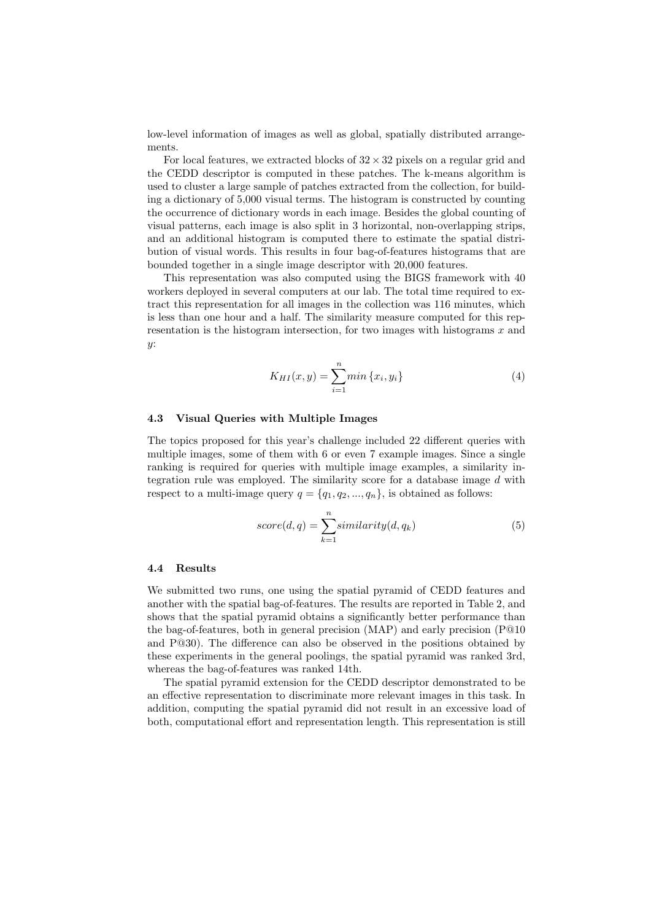low-level information of images as well as global, spatially distributed arrangements.

For local features, we extracted blocks of $32 \times 32$ pixels on a regular grid and the CEDD descriptor is computed in these patches. The k-means algorithm is used to cluster a large sample of patches extracted from the collection, for building a dictionary of 5,000 visual terms. The histogram is constructed by counting the occurrence of dictionary words in each image. Besides the global counting of visual patterns, each image is also split in 3 horizontal, non-overlapping strips, and an additional histogram is computed there to estimate the spatial distribution of visual words. This results in four bag-of-features histograms that are bounded together in a single image descriptor with 20,000 features.

This representation was also computed using the BIGS framework with 40 workers deployed in several computers at our lab. The total time required to extract this representation for all images in the collection was 116 minutes, which is less than one hour and a half. The similarity measure computed for this representation is the histogram intersection, for two images with histograms $x$ and $y$:

$$K_{HI}(x, y) = \sum_{i=1}^{n} min\{x_i, y_i\} \tag{4}$$

### 4.3 Visual Queries with Multiple Images

The topics proposed for this year's challenge included 22 different queries with multiple images, some of them with 6 or even 7 example images. Since a single ranking is required for queries with multiple image examples, a similarity integration rule was employed. The similarity score for a database image $d$ with respect to a multi-image query $q = \{q_1, q_2, ..., q_n\}$, is obtained as follows:

$$score(d, q) = \sum_{k=1}^{n} similarity(d, q_k) \tag{5}$$

### 4.4 Results

We submitted two runs, one using the spatial pyramid of CEDD features and another with the spatial bag-of-features. The results are reported in Table 2, and shows that the spatial pyramid obtains a significantly better performance than the bag-of-features, both in general precision (MAP) and early precision (P@10 and P@30). The difference can also be observed in the positions obtained by these experiments in the general poolings, the spatial pyramid was ranked 3rd, whereas the bag-of-features was ranked 14th.

The spatial pyramid extension for the CEDD descriptor demonstrated to be an effective representation to discriminate more relevant images in this task. In addition, computing the spatial pyramid did not result in an excessive load of both, computational effort and representation length. This representation is still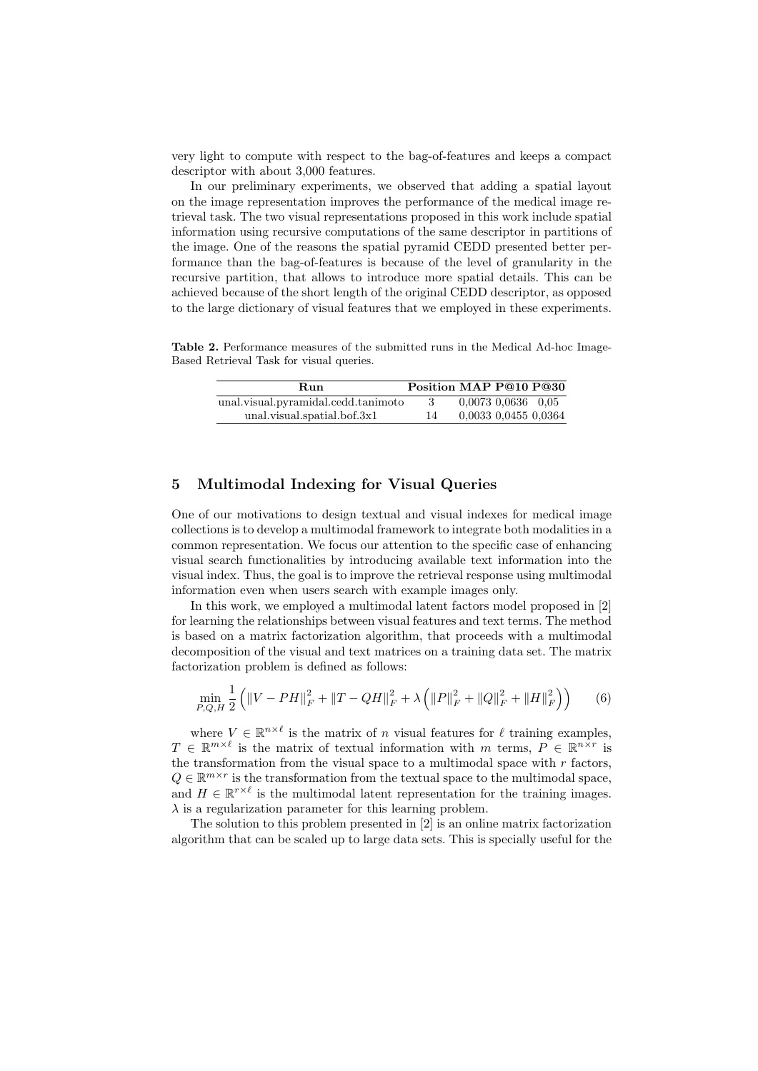very light to compute with respect to the bag-of-features and keeps a compact descriptor with about 3,000 features.

In our preliminary experiments, we observed that adding a spatial layout on the image representation improves the performance of the medical image retrieval task. The two visual representations proposed in this work include spatial information using recursive computations of the same descriptor in partitions of the image. One of the reasons the spatial pyramid CEDD presented better performance than the bag-of-features is because of the level of granularity in the recursive partition, that allows to introduce more spatial details. This can be achieved because of the short length of the original CEDD descriptor, as opposed to the large dictionary of visual features that we employed in these experiments.

**Table 2.** Performance measures of the submitted runs in the Medical Ad-hoc Image-Based Retrieval Task for visual queries.

| Run | Position | MAP | P@10 | P@30 |
|---|---|---|---|---|
| unal.visual.pyramidal.cedd.tanimoto | 3 | 0,0073 | 0,0636 | 0,05 |
| unal.visual.spatial.bof.3x1 | 14 | 0,0033 | 0,0455 | 0,0364 |

## 5 Multimodal Indexing for Visual Queries

One of our motivations to design textual and visual indexes for medical image collections is to develop a multimodal framework to integrate both modalities in a common representation. We focus our attention to the specific case of enhancing visual search functionalities by introducing available text information into the visual index. Thus, the goal is to improve the retrieval response using multimodal information even when users search with example images only.

In this work, we employed a multimodal latent factors model proposed in [2] for learning the relationships between visual features and text terms. The method is based on a matrix factorization algorithm, that proceeds with a multimodal decomposition of the visual and text matrices on a training data set. The matrix factorization problem is defined as follows:

$$\min_{P,Q,H} \frac{1}{2}\left(\|V - PH\|_F^2 + \|T - QH\|_F^2 + \lambda\left(\|P\|_F^2 + \|Q\|_F^2 + \|H\|_F^2\right)\right) \tag{6}$$

where $V \in \mathbb{R}^{n \times \ell}$ is the matrix of $n$ visual features for $\ell$ training examples, $T \in \mathbb{R}^{m \times \ell}$ is the matrix of textual information with $m$ terms, $P \in \mathbb{R}^{n \times r}$ is the transformation from the visual space to a multimodal space with $r$ factors, $Q \in \mathbb{R}^{m \times r}$ is the transformation from the textual space to the multimodal space, and $H \in \mathbb{R}^{r \times \ell}$ is the multimodal latent representation for the training images. $\lambda$ is a regularization parameter for this learning problem.

The solution to this problem presented in [2] is an online matrix factorization algorithm that can be scaled up to large data sets. This is specially useful for the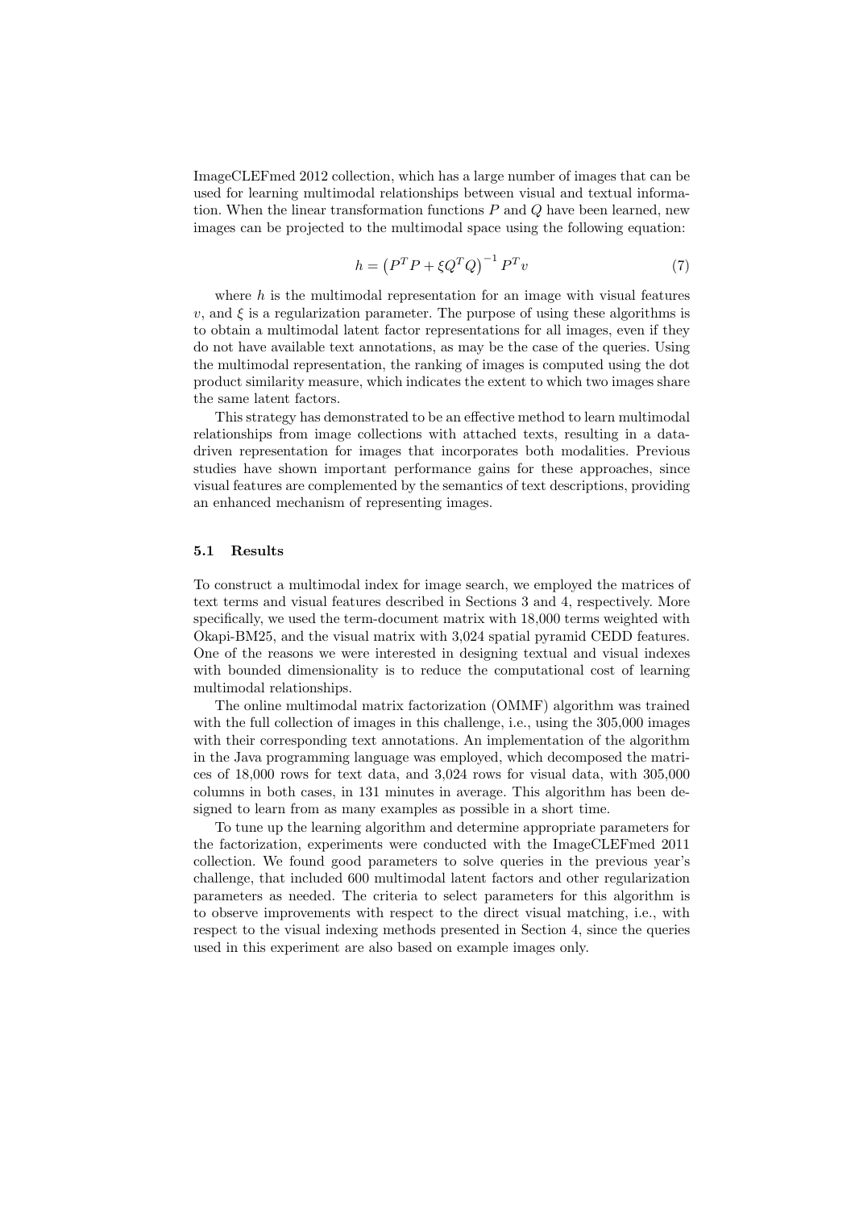ImageCLEFmed 2012 collection, which has a large number of images that can be used for learning multimodal relationships between visual and textual information. When the linear transformation functions $P$ and $Q$ have been learned, new images can be projected to the multimodal space using the following equation:

$$h = \left(P^T P + \xi Q^T Q\right)^{-1} P^T v \tag{7}$$

where $h$ is the multimodal representation for an image with visual features $v$, and $\xi$ is a regularization parameter. The purpose of using these algorithms is to obtain a multimodal latent factor representations for all images, even if they do not have available text annotations, as may be the case of the queries. Using the multimodal representation, the ranking of images is computed using the dot product similarity measure, which indicates the extent to which two images share the same latent factors.

This strategy has demonstrated to be an effective method to learn multimodal relationships from image collections with attached texts, resulting in a data-driven representation for images that incorporates both modalities. Previous studies have shown important performance gains for these approaches, since visual features are complemented by the semantics of text descriptions, providing an enhanced mechanism of representing images.

### 5.1 Results

To construct a multimodal index for image search, we employed the matrices of text terms and visual features described in Sections 3 and 4, respectively. More specifically, we used the term-document matrix with 18,000 terms weighted with Okapi-BM25, and the visual matrix with 3,024 spatial pyramid CEDD features. One of the reasons we were interested in designing textual and visual indexes with bounded dimensionality is to reduce the computational cost of learning multimodal relationships.

The online multimodal matrix factorization (OMMF) algorithm was trained with the full collection of images in this challenge, i.e., using the 305,000 images with their corresponding text annotations. An implementation of the algorithm in the Java programming language was employed, which decomposed the matrices of 18,000 rows for text data, and 3,024 rows for visual data, with 305,000 columns in both cases, in 131 minutes in average. This algorithm has been designed to learn from as many examples as possible in a short time.

To tune up the learning algorithm and determine appropriate parameters for the factorization, experiments were conducted with the ImageCLEFmed 2011 collection. We found good parameters to solve queries in the previous year's challenge, that included 600 multimodal latent factors and other regularization parameters as needed. The criteria to select parameters for this algorithm is to observe improvements with respect to the direct visual matching, i.e., with respect to the visual indexing methods presented in Section 4, since the queries used in this experiment are also based on example images only.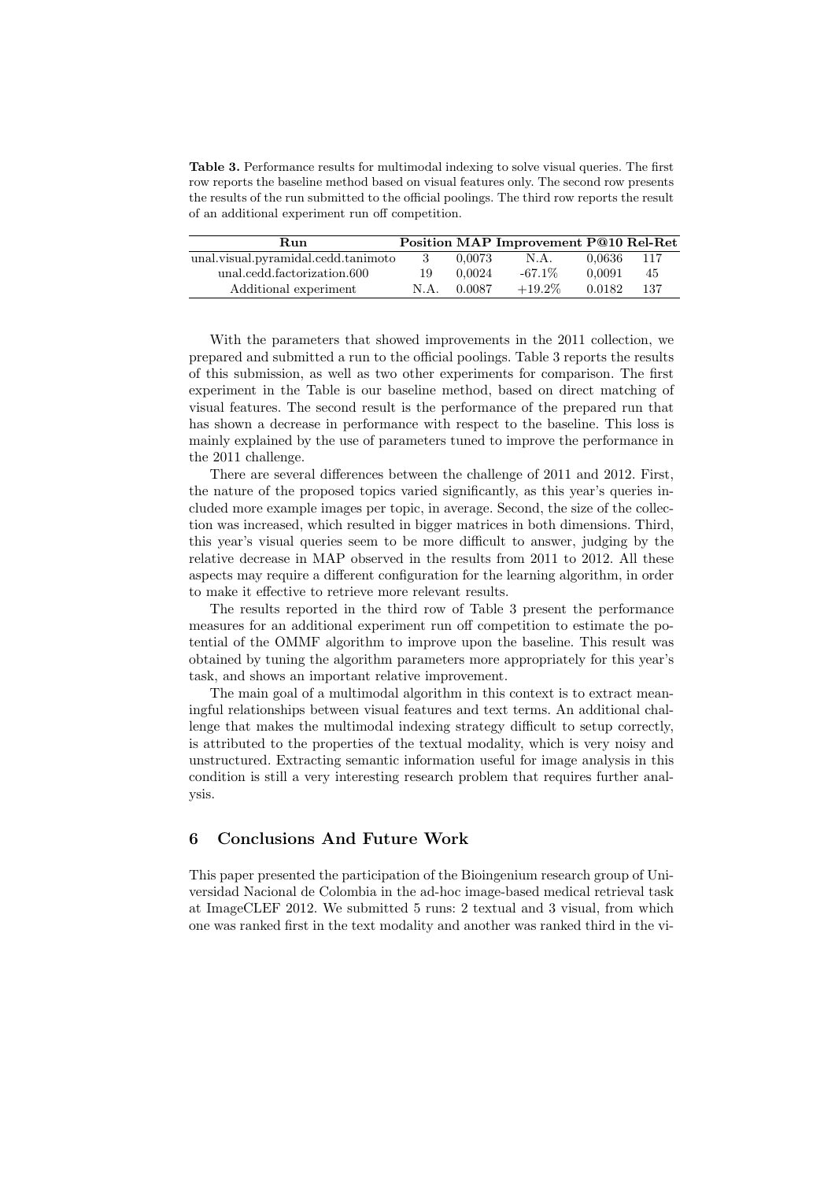**Table 3.** Performance results for multimodal indexing to solve visual queries. The first row reports the baseline method based on visual features only. The second row presents the results of the run submitted to the official poolings. The third row reports the result of an additional experiment run off competition.

| Run | Position | MAP | Improvement | P@10 | Rel-Ret |
|---|---|---|---|---|---|
| unal.visual.pyramidal.cedd.tanimoto | 3 | 0,0073 | N.A. | 0,0636 | 117 |
| unal.cedd.factorization.600 | 19 | 0,0024 | -67.1% | 0,0091 | 45 |
| Additional experiment | N.A. | 0.0087 | +19.2% | 0.0182 | 137 |

With the parameters that showed improvements in the 2011 collection, we prepared and submitted a run to the official poolings. Table 3 reports the results of this submission, as well as two other experiments for comparison. The first experiment in the Table is our baseline method, based on direct matching of visual features. The second result is the performance of the prepared run that has shown a decrease in performance with respect to the baseline. This loss is mainly explained by the use of parameters tuned to improve the performance in the 2011 challenge.

There are several differences between the challenge of 2011 and 2012. First, the nature of the proposed topics varied significantly, as this year's queries included more example images per topic, in average. Second, the size of the collection was increased, which resulted in bigger matrices in both dimensions. Third, this year's visual queries seem to be more difficult to answer, judging by the relative decrease in MAP observed in the results from 2011 to 2012. All these aspects may require a different configuration for the learning algorithm, in order to make it effective to retrieve more relevant results.

The results reported in the third row of Table 3 present the performance measures for an additional experiment run off competition to estimate the potential of the OMMF algorithm to improve upon the baseline. This result was obtained by tuning the algorithm parameters more appropriately for this year's task, and shows an important relative improvement.

The main goal of a multimodal algorithm in this context is to extract meaningful relationships between visual features and text terms. An additional challenge that makes the multimodal indexing strategy difficult to setup correctly, is attributed to the properties of the textual modality, which is very noisy and unstructured. Extracting semantic information useful for image analysis in this condition is still a very interesting research problem that requires further analysis.

## 6 Conclusions And Future Work

This paper presented the participation of the Bioingenium research group of Universidad Nacional de Colombia in the ad-hoc image-based medical retrieval task at ImageCLEF 2012. We submitted 5 runs: 2 textual and 3 visual, from which one was ranked first in the text modality and another was ranked third in the vi-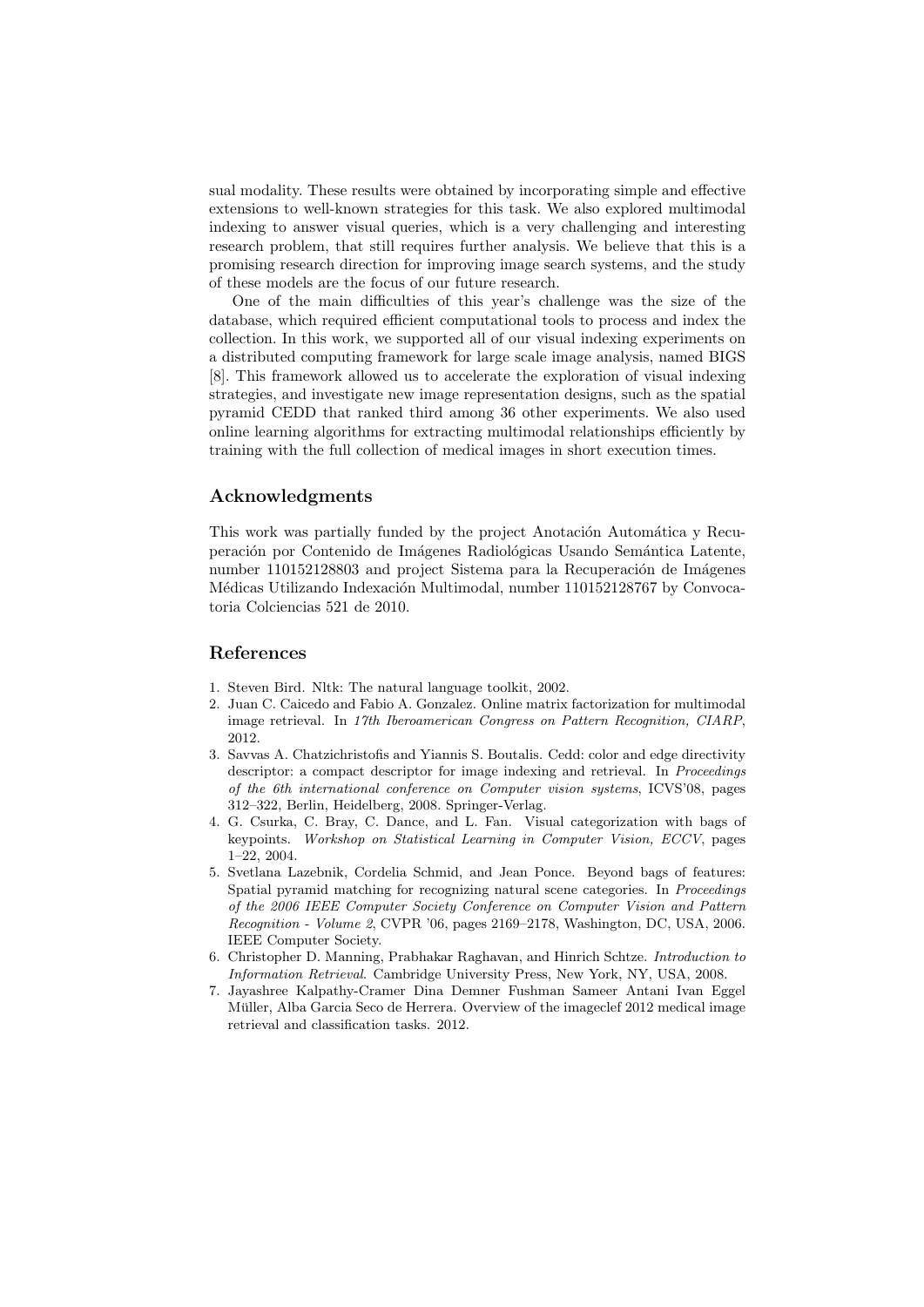sual modality. These results were obtained by incorporating simple and effective extensions to well-known strategies for this task. We also explored multimodal indexing to answer visual queries, which is a very challenging and interesting research problem, that still requires further analysis. We believe that this is a promising research direction for improving image search systems, and the study of these models are the focus of our future research.

One of the main difficulties of this year's challenge was the size of the database, which required efficient computational tools to process and index the collection. In this work, we supported all of our visual indexing experiments on a distributed computing framework for large scale image analysis, named BIGS [8]. This framework allowed us to accelerate the exploration of visual indexing strategies, and investigate new image representation designs, such as the spatial pyramid CEDD that ranked third among 36 other experiments. We also used online learning algorithms for extracting multimodal relationships efficiently by training with the full collection of medical images in short execution times.

## Acknowledgments

This work was partially funded by the project Anotación Automática y Recuperación por Contenido de Imágenes Radiológicas Usando Semántica Latente, number 110152128803 and project Sistema para la Recuperación de Imágenes Médicas Utilizando Indexación Multimodal, number 110152128767 by Convocatoria Colciencias 521 de 2010.

## References

1. Steven Bird. Nltk: The natural language toolkit, 2002.
2. Juan C. Caicedo and Fabio A. Gonzalez. Online matrix factorization for multimodal image retrieval. In *17th Iberoamerican Congress on Pattern Recognition, CIARP*, 2012.
3. Savvas A. Chatzichristofis and Yiannis S. Boutalis. Cedd: color and edge directivity descriptor: a compact descriptor for image indexing and retrieval. In *Proceedings of the 6th international conference on Computer vision systems*, ICVS'08, pages 312–322, Berlin, Heidelberg, 2008. Springer-Verlag.
4. G. Csurka, C. Bray, C. Dance, and L. Fan. Visual categorization with bags of keypoints. *Workshop on Statistical Learning in Computer Vision, ECCV*, pages 1–22, 2004.
5. Svetlana Lazebnik, Cordelia Schmid, and Jean Ponce. Beyond bags of features: Spatial pyramid matching for recognizing natural scene categories. In *Proceedings of the 2006 IEEE Computer Society Conference on Computer Vision and Pattern Recognition - Volume 2*, CVPR '06, pages 2169–2178, Washington, DC, USA, 2006. IEEE Computer Society.
6. Christopher D. Manning, Prabhakar Raghavan, and Hinrich Schtze. *Introduction to Information Retrieval*. Cambridge University Press, New York, NY, USA, 2008.
7. Jayashree Kalpathy-Cramer Dina Demner Fushman Sameer Antani Ivan Eggel Müller, Alba Garcia Seco de Herrera. Overview of the imageclef 2012 medical image retrieval and classification tasks. 2012.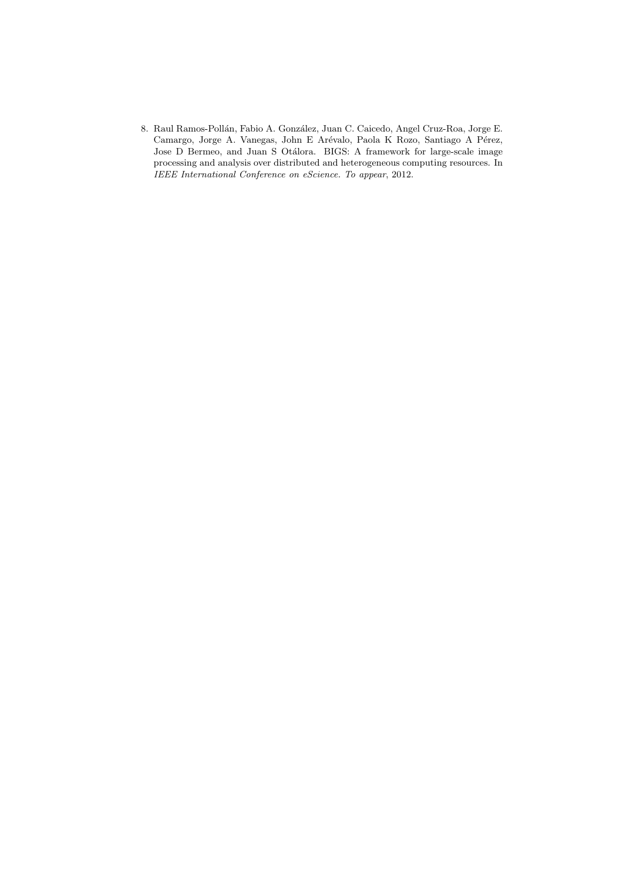8. Raul Ramos-Pollán, Fabio A. González, Juan C. Caicedo, Angel Cruz-Roa, Jorge E. Camargo, Jorge A. Vanegas, John E Arévalo, Paola K Rozo, Santiago A Pérez, Jose D Bermeo, and Juan S Otálora. BIGS: A framework for large-scale image processing and analysis over distributed and heterogeneous computing resources. In *IEEE International Conference on eScience. To appear*, 2012.